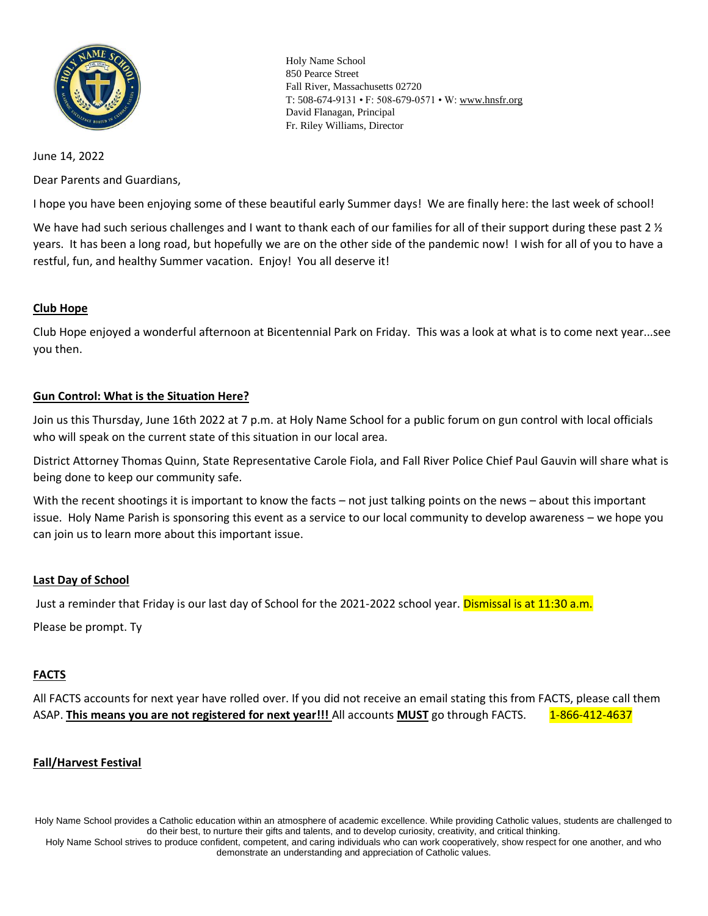Holy Name School
850 Pearce Street
Fall River, Massachusetts 02720
T: 508-674-9131 • F: 508-679-0571 • W: www.hnsfr.org
David Flanagan, Principal
Fr. Riley Williams, Director

June 14, 2022

Dear Parents and Guardians,

I hope you have been enjoying some of these beautiful early Summer days! We are finally here: the last week of school!

We have had such serious challenges and I want to thank each of our families for all of their support during these past 2 ½ years. It has been a long road, but hopefully we are on the other side of the pandemic now! I wish for all of you to have a restful, fun, and healthy Summer vacation. Enjoy! You all deserve it!

## Club Hope

Club Hope enjoyed a wonderful afternoon at Bicentennial Park on Friday. This was a look at what is to come next year…see you then.

## Gun Control: What is the Situation Here?

Join us this Thursday, June 16th 2022 at 7 p.m. at Holy Name School for a public forum on gun control with local officials who will speak on the current state of this situation in our local area.

District Attorney Thomas Quinn, State Representative Carole Fiola, and Fall River Police Chief Paul Gauvin will share what is being done to keep our community safe.

With the recent shootings it is important to know the facts – not just talking points on the news – about this important issue. Holy Name Parish is sponsoring this event as a service to our local community to develop awareness – we hope you can join us to learn more about this important issue.

## Last Day of School

Just a reminder that Friday is our last day of School for the 2021-2022 school year. Dismissal is at 11:30 a.m.

Please be prompt. Ty

## FACTS

All FACTS accounts for next year have rolled over. If you did not receive an email stating this from FACTS, please call them ASAP. **This means you are not registered for next year!!!** All accounts **MUST** go through FACTS. 1-866-412-4637

## Fall/Harvest Festival

Holy Name School provides a Catholic education within an atmosphere of academic excellence. While providing Catholic values, students are challenged to do their best, to nurture their gifts and talents, and to develop curiosity, creativity, and critical thinking.
Holy Name School strives to produce confident, competent, and caring individuals who can work cooperatively, show respect for one another, and who demonstrate an understanding and appreciation of Catholic values.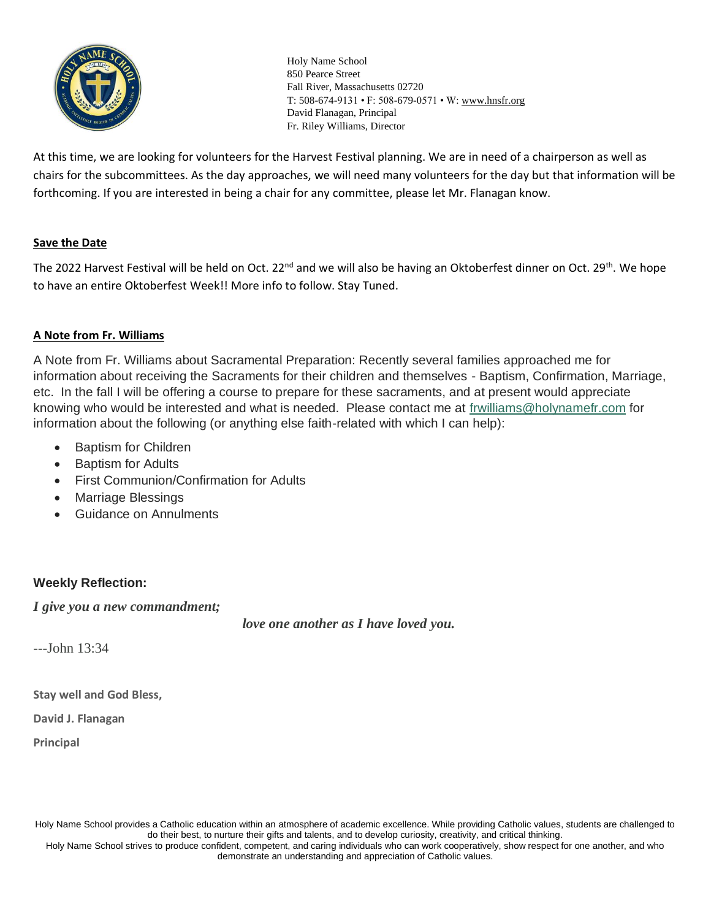Holy Name School
850 Pearce Street
Fall River, Massachusetts 02720
T: 508-674-9131 • F: 508-679-0571 • W: www.hnsfr.org
David Flanagan, Principal
Fr. Riley Williams, Director

At this time, we are looking for volunteers for the Harvest Festival planning. We are in need of a chairperson as well as chairs for the subcommittees. As the day approaches, we will need many volunteers for the day but that information will be forthcoming. If you are interested in being a chair for any committee, please let Mr. Flanagan know.

**Save the Date**

The 2022 Harvest Festival will be held on Oct. 22nd and we will also be having an Oktoberfest dinner on Oct. 29th. We hope to have an entire Oktoberfest Week!! More info to follow. Stay Tuned.

**A Note from Fr. Williams**

A Note from Fr. Williams about Sacramental Preparation: Recently several families approached me for information about receiving the Sacraments for their children and themselves - Baptism, Confirmation, Marriage, etc. In the fall I will be offering a course to prepare for these sacraments, and at present would appreciate knowing who would be interested and what is needed. Please contact me at frwilliams@holynamefr.com for information about the following (or anything else faith-related with which I can help):

- Baptism for Children
- Baptism for Adults
- First Communion/Confirmation for Adults
- Marriage Blessings
- Guidance on Annulments

**Weekly Reflection:**

***I give you a new commandment;***

***love one another as I have loved you.***

---John 13:34

**Stay well and God Bless,**

**David J. Flanagan**

**Principal**

Holy Name School provides a Catholic education within an atmosphere of academic excellence. While providing Catholic values, students are challenged to do their best, to nurture their gifts and talents, and to develop curiosity, creativity, and critical thinking.
Holy Name School strives to produce confident, competent, and caring individuals who can work cooperatively, show respect for one another, and who demonstrate an understanding and appreciation of Catholic values.